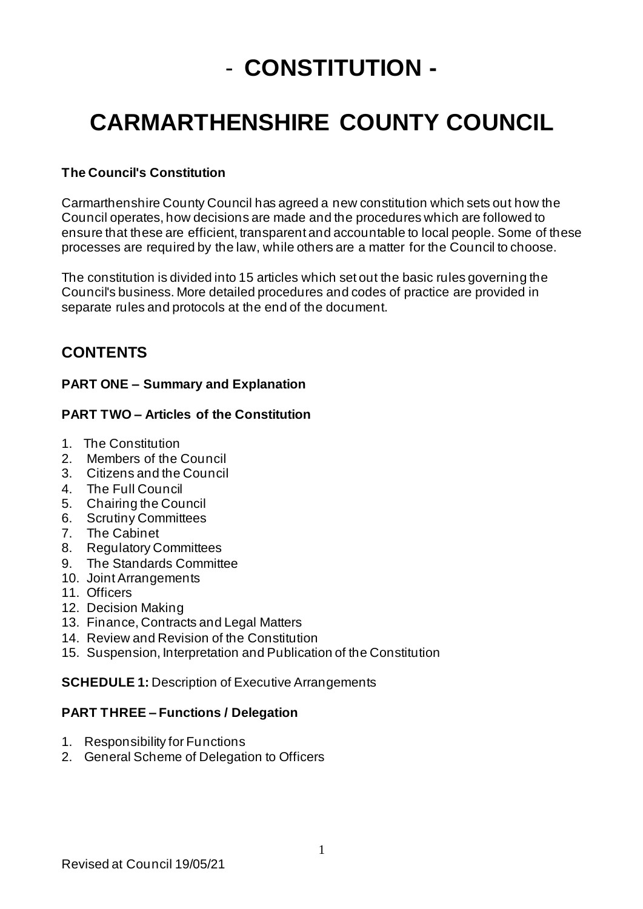# - CONSTITUTION -

# CARMARTHENSHIRE COUNTY COUNCIL

**The Council's Constitution**

Carmarthenshire County Council has agreed a new constitution which sets out how the Council operates, how decisions are made and the procedures which are followed to ensure that these are efficient, transparent and accountable to local people. Some of these processes are required by the law, while others are a matter for the Council to choose.

The constitution is divided into 15 articles which set out the basic rules governing the Council's business. More detailed procedures and codes of practice are provided in separate rules and protocols at the end of the document.

## CONTENTS

**PART ONE – Summary and Explanation**

**PART TWO – Articles of the Constitution**

1. The Constitution
2. Members of the Council
3. Citizens and the Council
4. The Full Council
5. Chairing the Council
6. Scrutiny Committees
7. The Cabinet
8. Regulatory Committees
9. The Standards Committee
10. Joint Arrangements
11. Officers
12. Decision Making
13. Finance, Contracts and Legal Matters
14. Review and Revision of the Constitution
15. Suspension, Interpretation and Publication of the Constitution

**SCHEDULE 1:** Description of Executive Arrangements

**PART THREE – Functions / Delegation**

1. Responsibility for Functions
2. General Scheme of Delegation to Officers

Revised at Council 19/05/21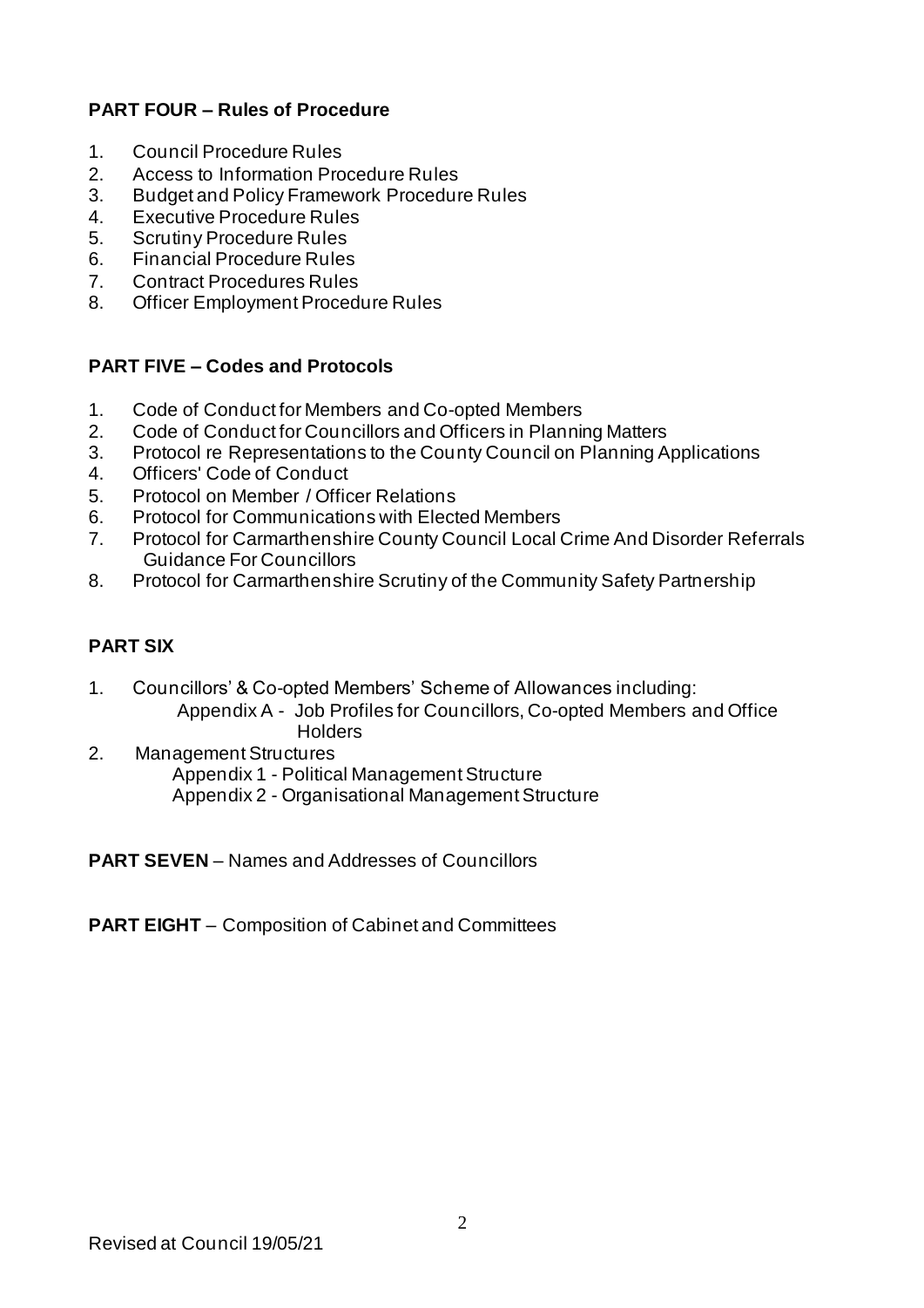**PART FOUR – Rules of Procedure**

1. Council Procedure Rules
2. Access to Information Procedure Rules
3. Budget and Policy Framework Procedure Rules
4. Executive Procedure Rules
5. Scrutiny Procedure Rules
6. Financial Procedure Rules
7. Contract Procedures Rules
8. Officer Employment Procedure Rules

**PART FIVE – Codes and Protocols**

1. Code of Conduct for Members and Co-opted Members
2. Code of Conduct for Councillors and Officers in Planning Matters
3. Protocol re Representations to the County Council on Planning Applications
4. Officers' Code of Conduct
5. Protocol on Member / Officer Relations
6. Protocol for Communications with Elected Members
7. Protocol for Carmarthenshire County Council Local Crime And Disorder Referrals Guidance For Councillors
8. Protocol for Carmarthenshire Scrutiny of the Community Safety Partnership

**PART SIX**

1. Councillors' & Co-opted Members' Scheme of Allowances including:
   - Appendix A - Job Profiles for Councillors, Co-opted Members and Office Holders
2. Management Structures
   - Appendix 1 - Political Management Structure
   - Appendix 2 - Organisational Management Structure

**PART SEVEN** – Names and Addresses of Councillors

**PART EIGHT** – Composition of Cabinet and Committees

Revised at Council 19/05/21